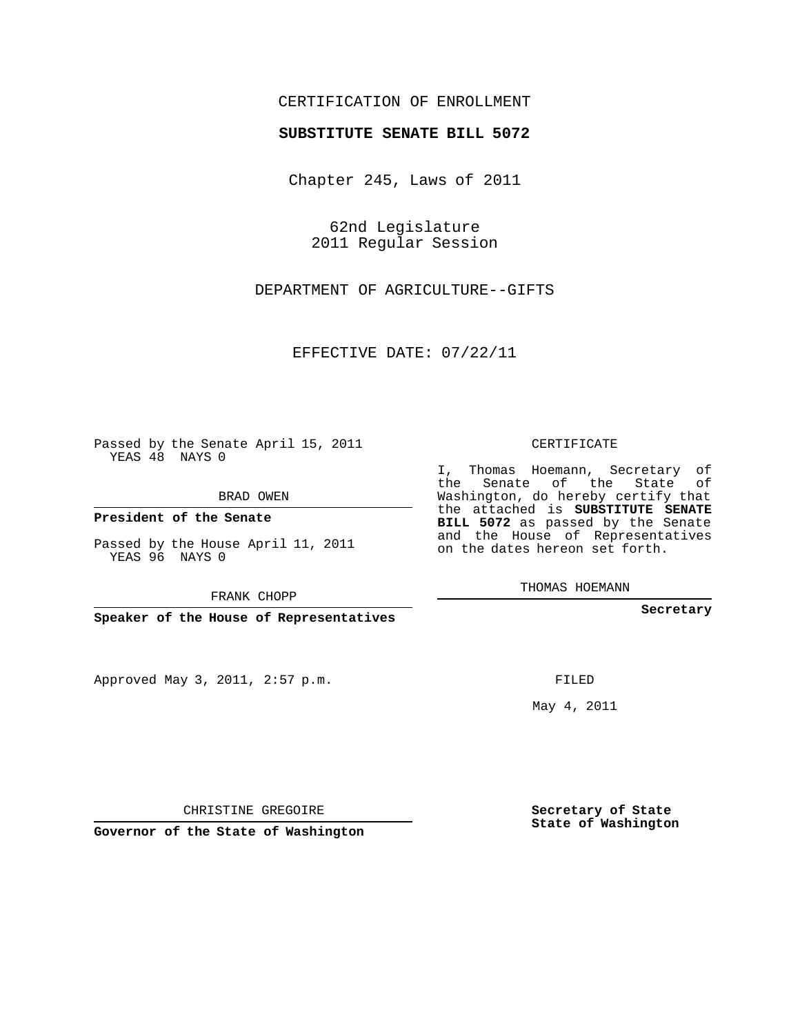CERTIFICATION OF ENROLLMENT

**SUBSTITUTE SENATE BILL 5072**

Chapter 245, Laws of 2011

62nd Legislature
2011 Regular Session

DEPARTMENT OF AGRICULTURE--GIFTS

EFFECTIVE DATE: 07/22/11

Passed by the Senate April 15, 2011
YEAS 48 NAYS 0

BRAD OWEN

**President of the Senate**

Passed by the House April 11, 2011
YEAS 96 NAYS 0

FRANK CHOPP

**Speaker of the House of Representatives**

Approved May 3, 2011, 2:57 p.m.

CHRISTINE GREGOIRE

**Governor of the State of Washington**

CERTIFICATE

I, Thomas Hoemann, Secretary of the Senate of the State of Washington, do hereby certify that the attached is **SUBSTITUTE SENATE BILL 5072** as passed by the Senate and the House of Representatives on the dates hereon set forth.

THOMAS HOEMANN

**Secretary**

FILED

May 4, 2011

**Secretary of State**
**State of Washington**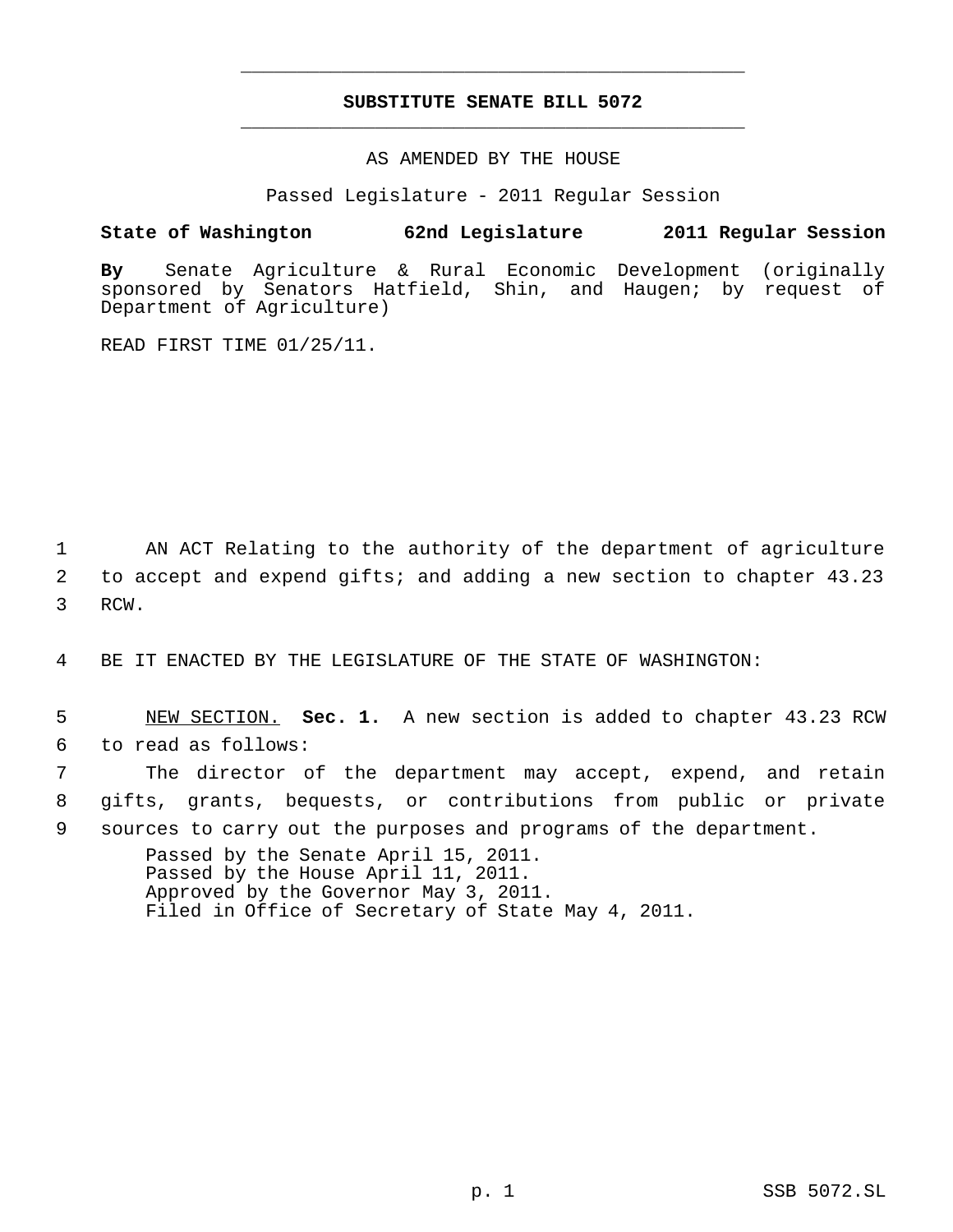**SUBSTITUTE SENATE BILL 5072**

AS AMENDED BY THE HOUSE

Passed Legislature - 2011 Regular Session

**State of Washington 62nd Legislature 2011 Regular Session**

**By** Senate Agriculture & Rural Economic Development (originally sponsored by Senators Hatfield, Shin, and Haugen; by request of Department of Agriculture)

READ FIRST TIME 01/25/11.

AN ACT Relating to the authority of the department of agriculture to accept and expend gifts; and adding a new section to chapter 43.23 RCW.

BE IT ENACTED BY THE LEGISLATURE OF THE STATE OF WASHINGTON:

NEW SECTION. **Sec. 1.** A new section is added to chapter 43.23 RCW to read as follows:

The director of the department may accept, expend, and retain gifts, grants, bequests, or contributions from public or private sources to carry out the purposes and programs of the department.

Passed by the Senate April 15, 2011.
Passed by the House April 11, 2011.
Approved by the Governor May 3, 2011.
Filed in Office of Secretary of State May 4, 2011.